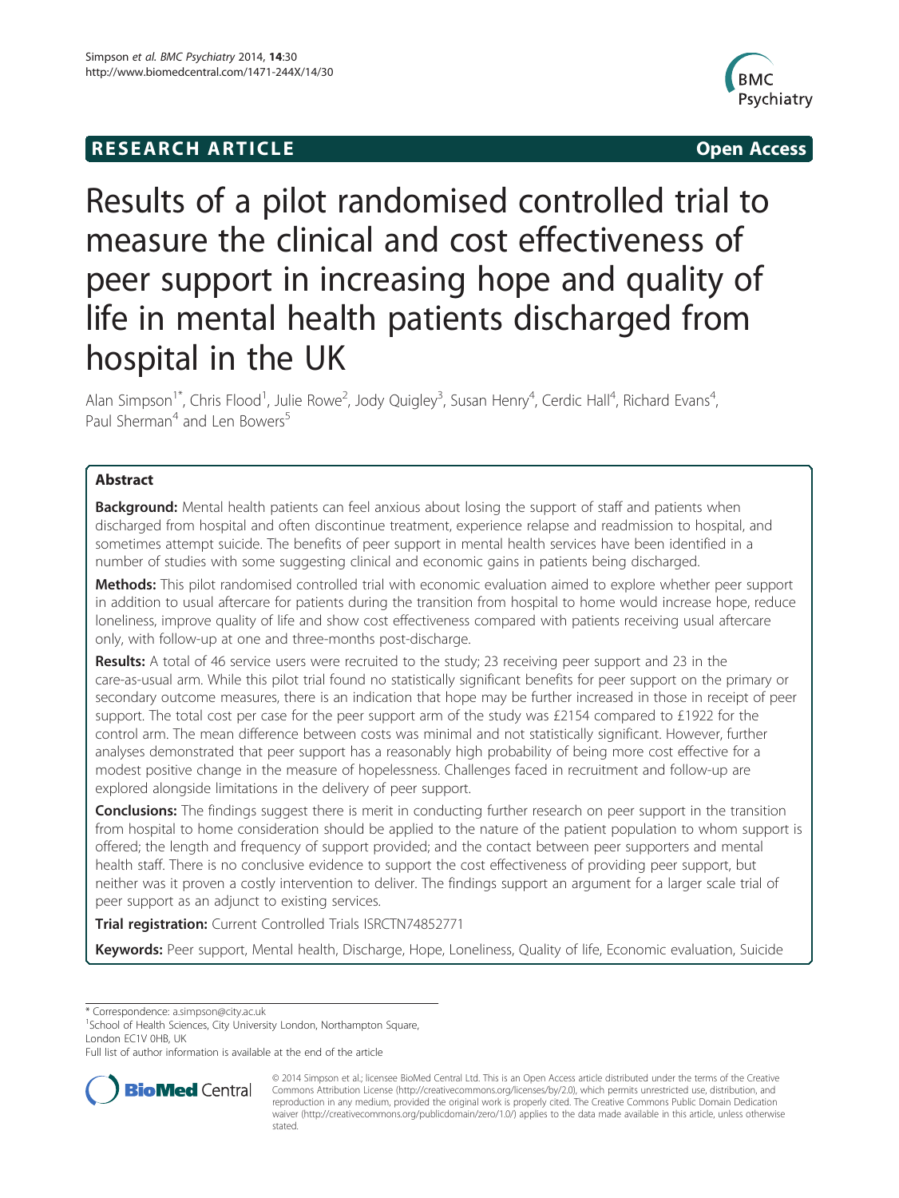**RESEARCH ARTICLE** **Open Access**

# Results of a pilot randomised controlled trial to measure the clinical and cost effectiveness of peer support in increasing hope and quality of life in mental health patients discharged from hospital in the UK

Alan Simpson[1*], Chris Flood[1], Julie Rowe[2], Jody Quigley[3], Susan Henry[4], Cerdic Hall[4], Richard Evans[4], Paul Sherman[4] and Len Bowers[5]

## Abstract

**Background:** Mental health patients can feel anxious about losing the support of staff and patients when discharged from hospital and often discontinue treatment, experience relapse and readmission to hospital, and sometimes attempt suicide. The benefits of peer support in mental health services have been identified in a number of studies with some suggesting clinical and economic gains in patients being discharged.

**Methods:** This pilot randomised controlled trial with economic evaluation aimed to explore whether peer support in addition to usual aftercare for patients during the transition from hospital to home would increase hope, reduce loneliness, improve quality of life and show cost effectiveness compared with patients receiving usual aftercare only, with follow-up at one and three-months post-discharge.

**Results:** A total of 46 service users were recruited to the study; 23 receiving peer support and 23 in the care-as-usual arm. While this pilot trial found no statistically significant benefits for peer support on the primary or secondary outcome measures, there is an indication that hope may be further increased in those in receipt of peer support. The total cost per case for the peer support arm of the study was £2154 compared to £1922 for the control arm. The mean difference between costs was minimal and not statistically significant. However, further analyses demonstrated that peer support has a reasonably high probability of being more cost effective for a modest positive change in the measure of hopelessness. Challenges faced in recruitment and follow-up are explored alongside limitations in the delivery of peer support.

**Conclusions:** The findings suggest there is merit in conducting further research on peer support in the transition from hospital to home consideration should be applied to the nature of the patient population to whom support is offered; the length and frequency of support provided; and the contact between peer supporters and mental health staff. There is no conclusive evidence to support the cost effectiveness of providing peer support, but neither was it proven a costly intervention to deliver. The findings support an argument for a larger scale trial of peer support as an adjunct to existing services.

**Trial registration:** Current Controlled Trials ISRCTN74852771

**Keywords:** Peer support, Mental health, Discharge, Hope, Loneliness, Quality of life, Economic evaluation, Suicide

---

\* Correspondence: a.simpson@city.ac.uk

[1]School of Health Sciences, City University London, Northampton Square, London EC1V 0HB, UK

Full list of author information is available at the end of the article

© 2014 Simpson et al.; licensee BioMed Central Ltd. This is an Open Access article distributed under the terms of the Creative Commons Attribution License (http://creativecommons.org/licenses/by/2.0), which permits unrestricted use, distribution, and reproduction in any medium, provided the original work is properly cited. The Creative Commons Public Domain Dedication waiver (http://creativecommons.org/publicdomain/zero/1.0/) applies to the data made available in this article, unless otherwise stated.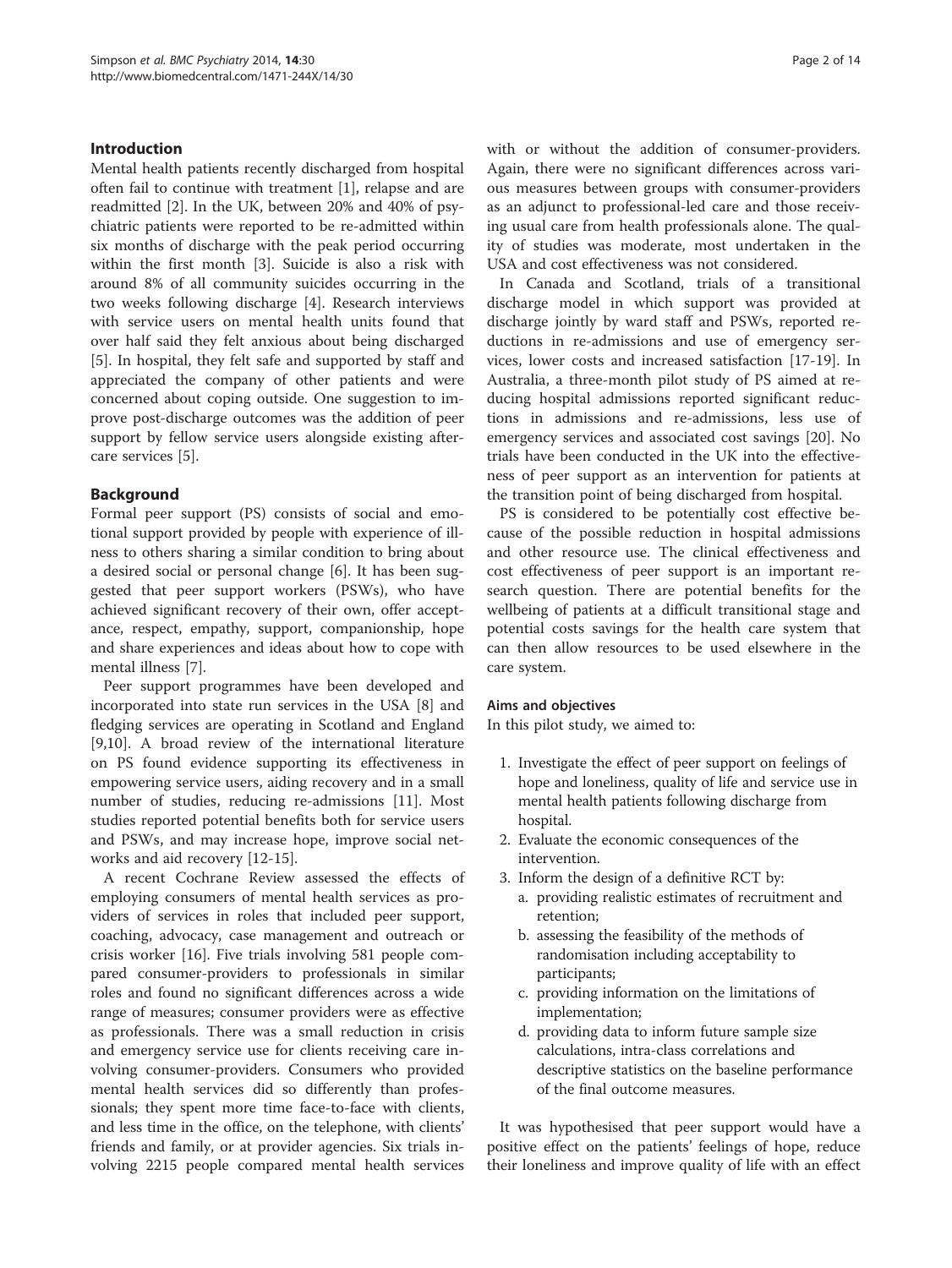## Introduction

Mental health patients recently discharged from hospital often fail to continue with treatment [1], relapse and are readmitted [2]. In the UK, between 20% and 40% of psychiatric patients were reported to be re-admitted within six months of discharge with the peak period occurring within the first month [3]. Suicide is also a risk with around 8% of all community suicides occurring in the two weeks following discharge [4]. Research interviews with service users on mental health units found that over half said they felt anxious about being discharged [5]. In hospital, they felt safe and supported by staff and appreciated the company of other patients and were concerned about coping outside. One suggestion to improve post-discharge outcomes was the addition of peer support by fellow service users alongside existing aftercare services [5].

## Background

Formal peer support (PS) consists of social and emotional support provided by people with experience of illness to others sharing a similar condition to bring about a desired social or personal change [6]. It has been suggested that peer support workers (PSWs), who have achieved significant recovery of their own, offer acceptance, respect, empathy, support, companionship, hope and share experiences and ideas about how to cope with mental illness [7].

Peer support programmes have been developed and incorporated into state run services in the USA [8] and fledging services are operating in Scotland and England [9,10]. A broad review of the international literature on PS found evidence supporting its effectiveness in empowering service users, aiding recovery and in a small number of studies, reducing re-admissions [11]. Most studies reported potential benefits both for service users and PSWs, and may increase hope, improve social networks and aid recovery [12-15].

A recent Cochrane Review assessed the effects of employing consumers of mental health services as providers of services in roles that included peer support, coaching, advocacy, case management and outreach or crisis worker [16]. Five trials involving 581 people compared consumer-providers to professionals in similar roles and found no significant differences across a wide range of measures; consumer providers were as effective as professionals. There was a small reduction in crisis and emergency service use for clients receiving care involving consumer-providers. Consumers who provided mental health services did so differently than professionals; they spent more time face-to-face with clients, and less time in the office, on the telephone, with clients' friends and family, or at provider agencies. Six trials involving 2215 people compared mental health services with or without the addition of consumer-providers. Again, there were no significant differences across various measures between groups with consumer-providers as an adjunct to professional-led care and those receiving usual care from health professionals alone. The quality of studies was moderate, most undertaken in the USA and cost effectiveness was not considered.

In Canada and Scotland, trials of a transitional discharge model in which support was provided at discharge jointly by ward staff and PSWs, reported reductions in re-admissions and use of emergency services, lower costs and increased satisfaction [17-19]. In Australia, a three-month pilot study of PS aimed at reducing hospital admissions reported significant reductions in admissions and re-admissions, less use of emergency services and associated cost savings [20]. No trials have been conducted in the UK into the effectiveness of peer support as an intervention for patients at the transition point of being discharged from hospital.

PS is considered to be potentially cost effective because of the possible reduction in hospital admissions and other resource use. The clinical effectiveness and cost effectiveness of peer support is an important research question. There are potential benefits for the wellbeing of patients at a difficult transitional stage and potential costs savings for the health care system that can then allow resources to be used elsewhere in the care system.

### Aims and objectives

In this pilot study, we aimed to:

1. Investigate the effect of peer support on feelings of hope and loneliness, quality of life and service use in mental health patients following discharge from hospital.
2. Evaluate the economic consequences of the intervention.
3. Inform the design of a definitive RCT by:
   a. providing realistic estimates of recruitment and retention;
   b. assessing the feasibility of the methods of randomisation including acceptability to participants;
   c. providing information on the limitations of implementation;
   d. providing data to inform future sample size calculations, intra-class correlations and descriptive statistics on the baseline performance of the final outcome measures.

It was hypothesised that peer support would have a positive effect on the patients' feelings of hope, reduce their loneliness and improve quality of life with an effect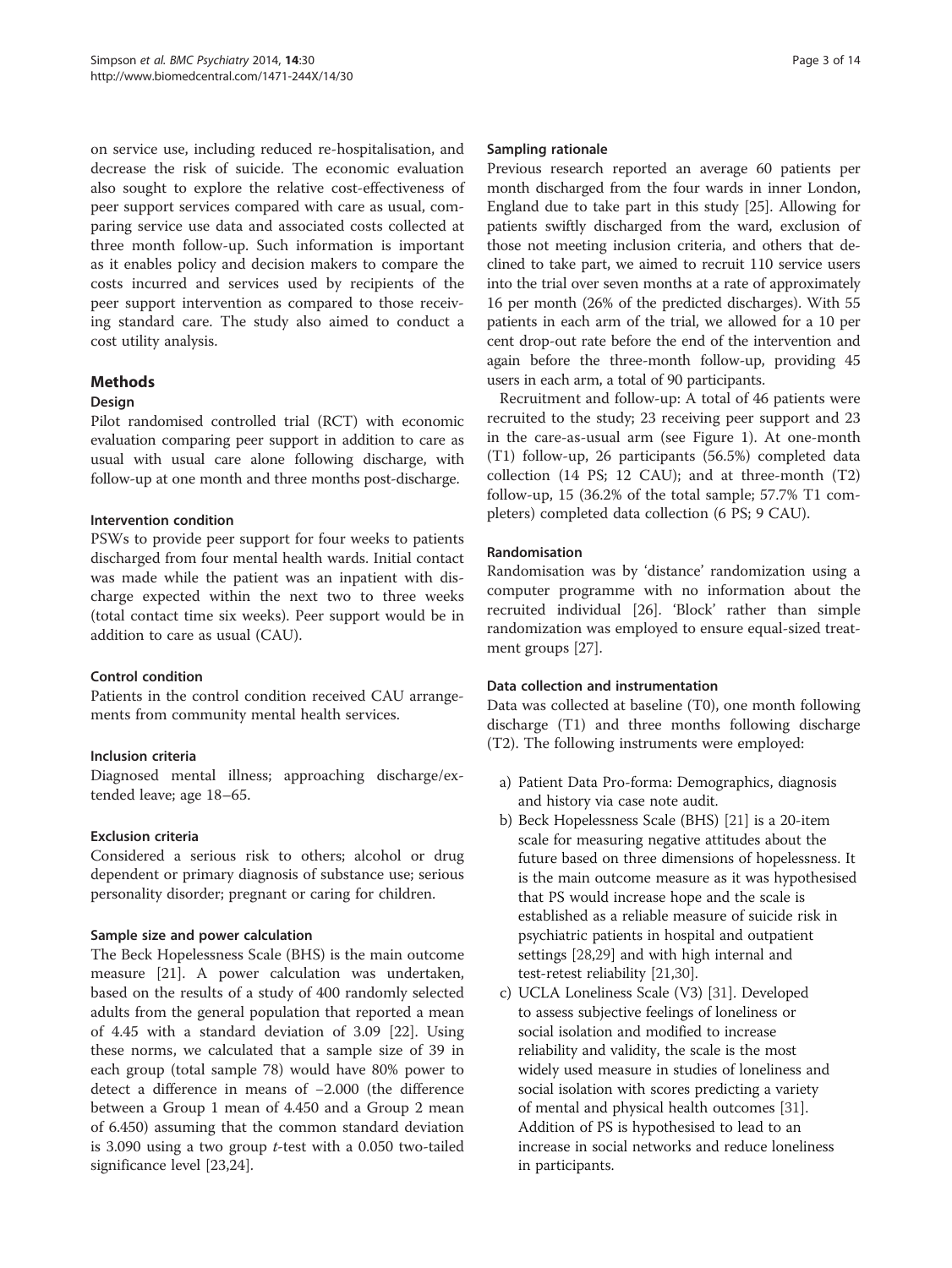on service use, including reduced re-hospitalisation, and decrease the risk of suicide. The economic evaluation also sought to explore the relative cost-effectiveness of peer support services compared with care as usual, comparing service use data and associated costs collected at three month follow-up. Such information is important as it enables policy and decision makers to compare the costs incurred and services used by recipients of the peer support intervention as compared to those receiving standard care. The study also aimed to conduct a cost utility analysis.

## Methods

### Design

Pilot randomised controlled trial (RCT) with economic evaluation comparing peer support in addition to care as usual with usual care alone following discharge, with follow-up at one month and three months post-discharge.

#### Intervention condition

PSWs to provide peer support for four weeks to patients discharged from four mental health wards. Initial contact was made while the patient was an inpatient with discharge expected within the next two to three weeks (total contact time six weeks). Peer support would be in addition to care as usual (CAU).

#### Control condition

Patients in the control condition received CAU arrangements from community mental health services.

#### Inclusion criteria

Diagnosed mental illness; approaching discharge/extended leave; age 18–65.

#### Exclusion criteria

Considered a serious risk to others; alcohol or drug dependent or primary diagnosis of substance use; serious personality disorder; pregnant or caring for children.

#### Sample size and power calculation

The Beck Hopelessness Scale (BHS) is the main outcome measure [21]. A power calculation was undertaken, based on the results of a study of 400 randomly selected adults from the general population that reported a mean of 4.45 with a standard deviation of 3.09 [22]. Using these norms, we calculated that a sample size of 39 in each group (total sample 78) would have 80% power to detect a difference in means of −2.000 (the difference between a Group 1 mean of 4.450 and a Group 2 mean of 6.450) assuming that the common standard deviation is 3.090 using a two group *t*-test with a 0.050 two-tailed significance level [23,24].

#### Sampling rationale

Previous research reported an average 60 patients per month discharged from the four wards in inner London, England due to take part in this study [25]. Allowing for patients swiftly discharged from the ward, exclusion of those not meeting inclusion criteria, and others that declined to take part, we aimed to recruit 110 service users into the trial over seven months at a rate of approximately 16 per month (26% of the predicted discharges). With 55 patients in each arm of the trial, we allowed for a 10 per cent drop-out rate before the end of the intervention and again before the three-month follow-up, providing 45 users in each arm, a total of 90 participants.

Recruitment and follow-up: A total of 46 patients were recruited to the study; 23 receiving peer support and 23 in the care-as-usual arm (see Figure 1). At one-month (T1) follow-up, 26 participants (56.5%) completed data collection (14 PS; 12 CAU); and at three-month (T2) follow-up, 15 (36.2% of the total sample; 57.7% T1 completers) completed data collection (6 PS; 9 CAU).

#### Randomisation

Randomisation was by 'distance' randomization using a computer programme with no information about the recruited individual [26]. 'Block' rather than simple randomization was employed to ensure equal-sized treatment groups [27].

#### Data collection and instrumentation

Data was collected at baseline (T0), one month following discharge (T1) and three months following discharge (T2). The following instruments were employed:

a) Patient Data Pro-forma: Demographics, diagnosis and history via case note audit.
b) Beck Hopelessness Scale (BHS) [21] is a 20-item scale for measuring negative attitudes about the future based on three dimensions of hopelessness. It is the main outcome measure as it was hypothesised that PS would increase hope and the scale is established as a reliable measure of suicide risk in psychiatric patients in hospital and outpatient settings [28,29] and with high internal and test-retest reliability [21,30].
c) UCLA Loneliness Scale (V3) [31]. Developed to assess subjective feelings of loneliness or social isolation and modified to increase reliability and validity, the scale is the most widely used measure in studies of loneliness and social isolation with scores predicting a variety of mental and physical health outcomes [31]. Addition of PS is hypothesised to lead to an increase in social networks and reduce loneliness in participants.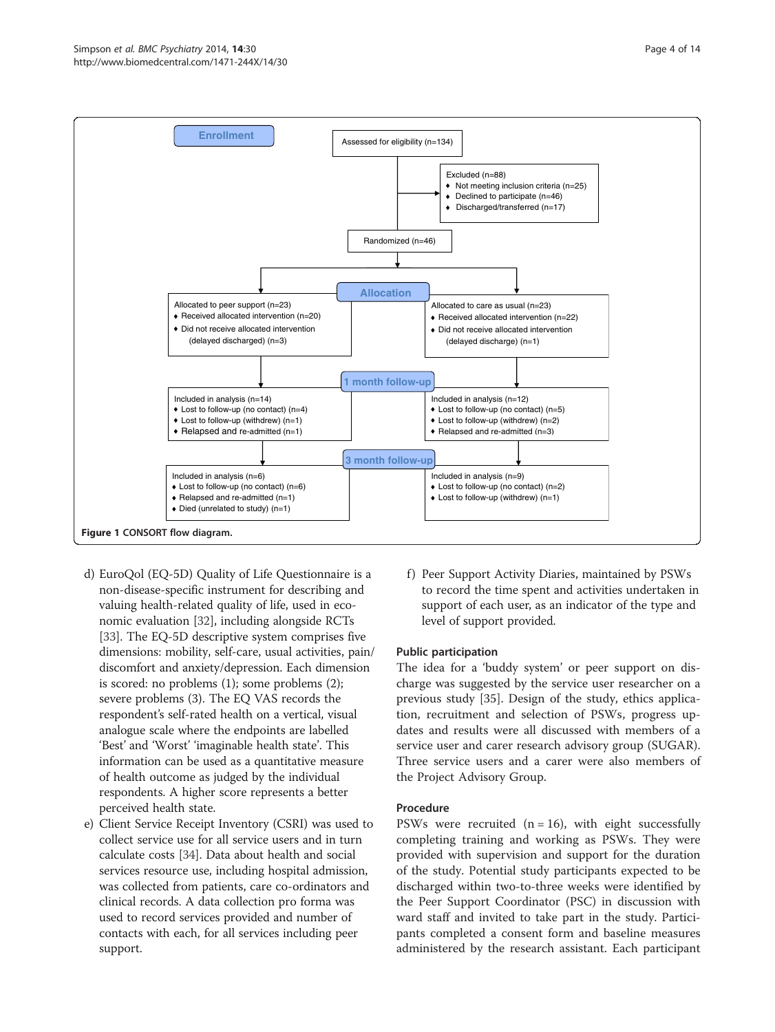Figure 1 CONSORT flow diagram.

d) EuroQol (EQ-5D) Quality of Life Questionnaire is a non-disease-specific instrument for describing and valuing health-related quality of life, used in economic evaluation [32], including alongside RCTs [33]. The EQ-5D descriptive system comprises five dimensions: mobility, self-care, usual activities, pain/discomfort and anxiety/depression. Each dimension is scored: no problems (1); some problems (2); severe problems (3). The EQ VAS records the respondent's self-rated health on a vertical, visual analogue scale where the endpoints are labelled 'Best' and 'Worst' 'imaginable health state'. This information can be used as a quantitative measure of health outcome as judged by the individual respondents. A higher score represents a better perceived health state.

e) Client Service Receipt Inventory (CSRI) was used to collect service use for all service users and in turn calculate costs [34]. Data about health and social services resource use, including hospital admission, was collected from patients, care co-ordinators and clinical records. A data collection pro forma was used to record services provided and number of contacts with each, for all services including peer support.

f) Peer Support Activity Diaries, maintained by PSWs to record the time spent and activities undertaken in support of each user, as an indicator of the type and level of support provided.

### Public participation

The idea for a 'buddy system' or peer support on discharge was suggested by the service user researcher on a previous study [35]. Design of the study, ethics application, recruitment and selection of PSWs, progress updates and results were all discussed with members of a service user and carer research advisory group (SUGAR). Three service users and a carer were also members of the Project Advisory Group.

### Procedure

PSWs were recruited (n = 16), with eight successfully completing training and working as PSWs. They were provided with supervision and support for the duration of the study. Potential study participants expected to be discharged within two-to-three weeks were identified by the Peer Support Coordinator (PSC) in discussion with ward staff and invited to take part in the study. Participants completed a consent form and baseline measures administered by the research assistant. Each participant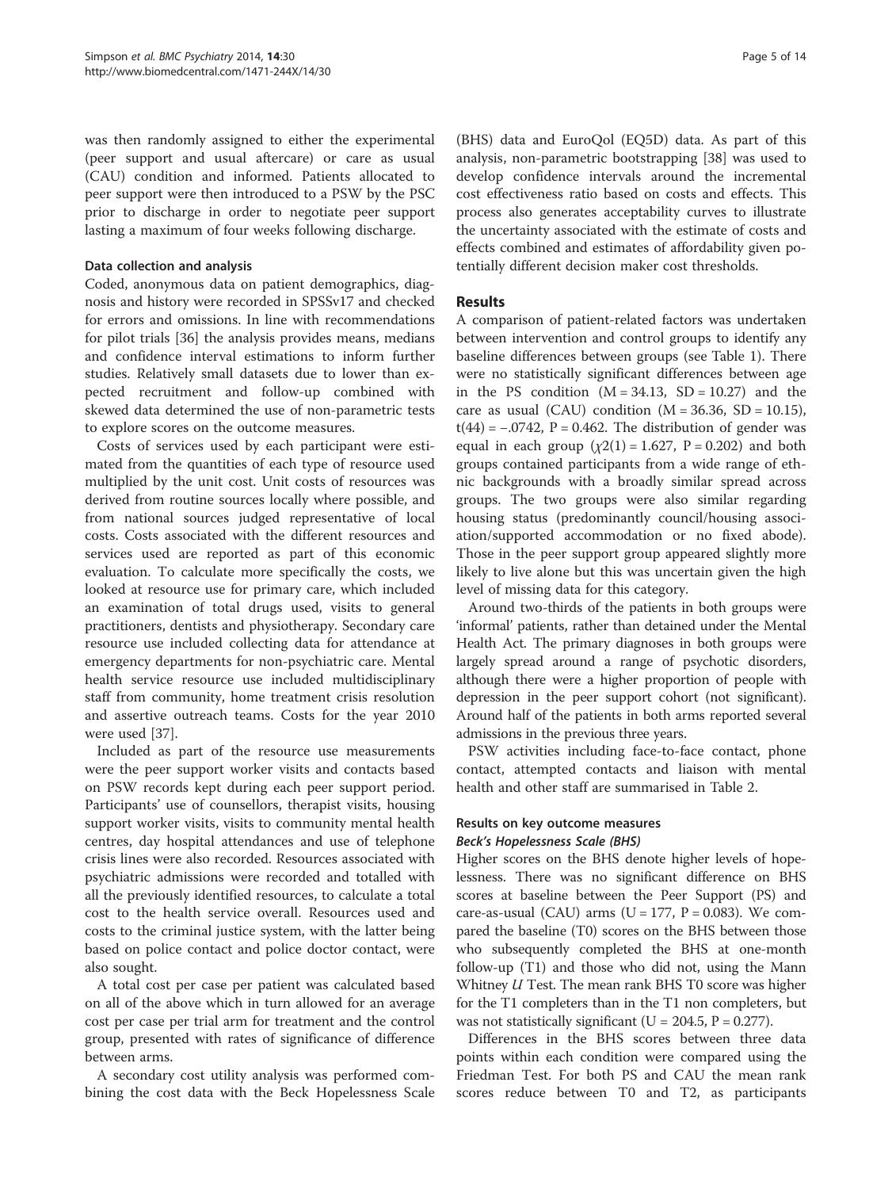was then randomly assigned to either the experimental (peer support and usual aftercare) or care as usual (CAU) condition and informed. Patients allocated to peer support were then introduced to a PSW by the PSC prior to discharge in order to negotiate peer support lasting a maximum of four weeks following discharge.

### Data collection and analysis

Coded, anonymous data on patient demographics, diagnosis and history were recorded in SPSSv17 and checked for errors and omissions. In line with recommendations for pilot trials [36] the analysis provides means, medians and confidence interval estimations to inform further studies. Relatively small datasets due to lower than expected recruitment and follow-up combined with skewed data determined the use of non-parametric tests to explore scores on the outcome measures.

Costs of services used by each participant were estimated from the quantities of each type of resource used multiplied by the unit cost. Unit costs of resources was derived from routine sources locally where possible, and from national sources judged representative of local costs. Costs associated with the different resources and services used are reported as part of this economic evaluation. To calculate more specifically the costs, we looked at resource use for primary care, which included an examination of total drugs used, visits to general practitioners, dentists and physiotherapy. Secondary care resource use included collecting data for attendance at emergency departments for non-psychiatric care. Mental health service resource use included multidisciplinary staff from community, home treatment crisis resolution and assertive outreach teams. Costs for the year 2010 were used [37].

Included as part of the resource use measurements were the peer support worker visits and contacts based on PSW records kept during each peer support period. Participants' use of counsellors, therapist visits, housing support worker visits, visits to community mental health centres, day hospital attendances and use of telephone crisis lines were also recorded. Resources associated with psychiatric admissions were recorded and totalled with all the previously identified resources, to calculate a total cost to the health service overall. Resources used and costs to the criminal justice system, with the latter being based on police contact and police doctor contact, were also sought.

A total cost per case per patient was calculated based on all of the above which in turn allowed for an average cost per case per trial arm for treatment and the control group, presented with rates of significance of difference between arms.

A secondary cost utility analysis was performed combining the cost data with the Beck Hopelessness Scale (BHS) data and EuroQol (EQ5D) data. As part of this analysis, non-parametric bootstrapping [38] was used to develop confidence intervals around the incremental cost effectiveness ratio based on costs and effects. This process also generates acceptability curves to illustrate the uncertainty associated with the estimate of costs and effects combined and estimates of affordability given potentially different decision maker cost thresholds.

## Results

A comparison of patient-related factors was undertaken between intervention and control groups to identify any baseline differences between groups (see Table 1). There were no statistically significant differences between age in the PS condition ($M = 34.13$, $SD = 10.27$) and the care as usual (CAU) condition ($M = 36.36$, $SD = 10.15$), $t(44) = -.0742$, $P = 0.462$. The distribution of gender was equal in each group ($\chi2(1) = 1.627$, $P = 0.202$) and both groups contained participants from a wide range of ethnic backgrounds with a broadly similar spread across groups. The two groups were also similar regarding housing status (predominantly council/housing association/supported accommodation or no fixed abode). Those in the peer support group appeared slightly more likely to live alone but this was uncertain given the high level of missing data for this category.

Around two-thirds of the patients in both groups were 'informal' patients, rather than detained under the Mental Health Act. The primary diagnoses in both groups were largely spread around a range of psychotic disorders, although there were a higher proportion of people with depression in the peer support cohort (not significant). Around half of the patients in both arms reported several admissions in the previous three years.

PSW activities including face-to-face contact, phone contact, attempted contacts and liaison with mental health and other staff are summarised in Table 2.

### Results on key outcome measures

#### *Beck's Hopelessness Scale (BHS)*

Higher scores on the BHS denote higher levels of hopelessness. There was no significant difference on BHS scores at baseline between the Peer Support (PS) and care-as-usual (CAU) arms ($U = 177$, $P = 0.083$). We compared the baseline (T0) scores on the BHS between those who subsequently completed the BHS at one-month follow-up (T1) and those who did not, using the Mann Whitney *U* Test. The mean rank BHS T0 score was higher for the T1 completers than in the T1 non completers, but was not statistically significant ($U = 204.5$, $P = 0.277$).

Differences in the BHS scores between three data points within each condition were compared using the Friedman Test. For both PS and CAU the mean rank scores reduce between T0 and T2, as participants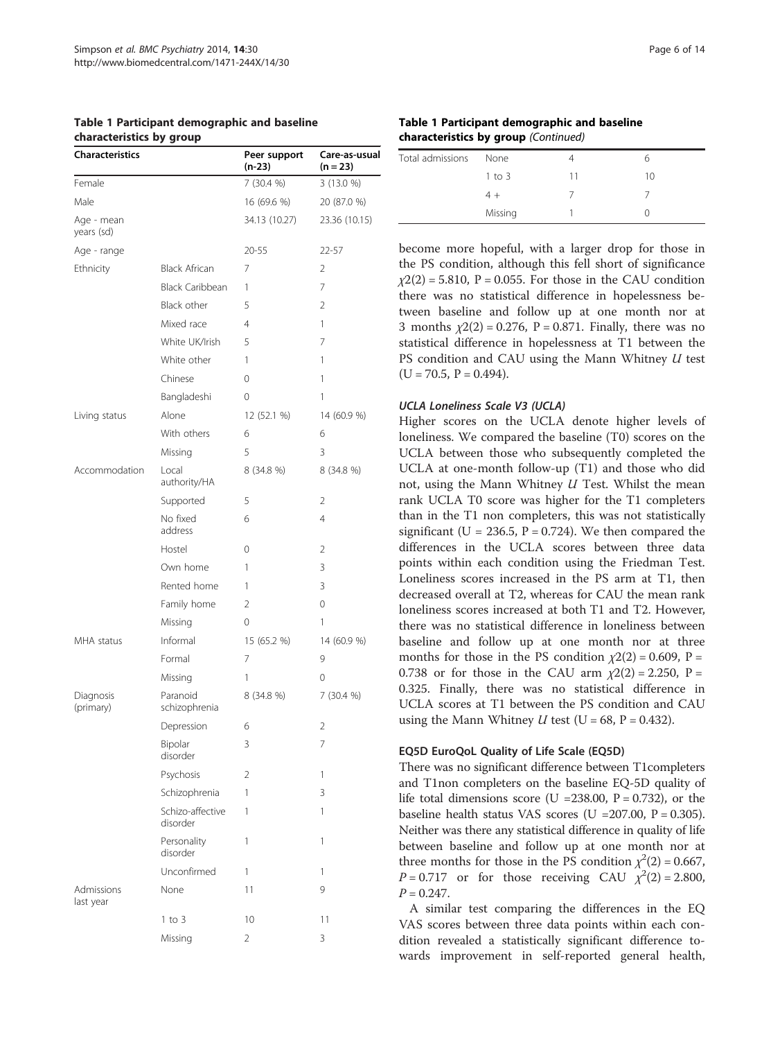**Table 1 Participant demographic and baseline characteristics by group**

| Characteristics | | Peer support (n-23) | Care-as-usual (n = 23) |
|---|---|---|---|
| Female | | 7 (30.4 %) | 3 (13.0 %) |
| Male | | 16 (69.6 %) | 20 (87.0 %) |
| Age - mean years (sd) | | 34.13 (10.27) | 23.36 (10.15) |
| Age - range | | 20-55 | 22-57 |
| Ethnicity | Black African | 7 | 2 |
| | Black Caribbean | 1 | 7 |
| | Black other | 5 | 2 |
| | Mixed race | 4 | 1 |
| | White UK/Irish | 5 | 7 |
| | White other | 1 | 1 |
| | Chinese | 0 | 1 |
| | Bangladeshi | 0 | 1 |
| Living status | Alone | 12 (52.1 %) | 14 (60.9 %) |
| | With others | 6 | 6 |
| | Missing | 5 | 3 |
| Accommodation | Local authority/HA | 8 (34.8 %) | 8 (34.8 %) |
| | Supported | 5 | 2 |
| | No fixed address | 6 | 4 |
| | Hostel | 0 | 2 |
| | Own home | 1 | 3 |
| | Rented home | 1 | 3 |
| | Family home | 2 | 0 |
| | Missing | 0 | 1 |
| MHA status | Informal | 15 (65.2 %) | 14 (60.9 %) |
| | Formal | 7 | 9 |
| | Missing | 1 | 0 |
| Diagnosis (primary) | Paranoid schizophrenia | 8 (34.8 %) | 7 (30.4 %) |
| | Depression | 6 | 2 |
| | Bipolar disorder | 3 | 7 |
| | Psychosis | 2 | 1 |
| | Schizophrenia | 1 | 3 |
| | Schizo-affective disorder | 1 | 1 |
| | Personality disorder | 1 | 1 |
| | Unconfirmed | 1 | 1 |
| Admissions last year | None | 11 | 9 |
| | 1 to 3 | 10 | 11 |
| | Missing | 2 | 3 |
| Total admissions | None | 4 | 6 |
| | 1 to 3 | 11 | 10 |
| | 4 + | 7 | 7 |
| | Missing | 1 | 0 |

become more hopeful, with a larger drop for those in the PS condition, although this fell short of significance $\chi 2(2) = 5.810$, $P = 0.055$. For those in the CAU condition there was no statistical difference in hopelessness between baseline and follow up at one month nor at 3 months $\chi 2(2) = 0.276$, $P = 0.871$. Finally, there was no statistical difference in hopelessness at T1 between the PS condition and CAU using the Mann Whitney *U* test ($U = 70.5$, $P = 0.494$).

### *UCLA Loneliness Scale V3 (UCLA)*

Higher scores on the UCLA denote higher levels of loneliness. We compared the baseline (T0) scores on the UCLA between those who subsequently completed the UCLA at one-month follow-up (T1) and those who did not, using the Mann Whitney *U* Test. Whilst the mean rank UCLA T0 score was higher for the T1 completers than in the T1 non completers, this was not statistically significant ($U = 236.5$, $P = 0.724$). We then compared the differences in the UCLA scores between three data points within each condition using the Friedman Test. Loneliness scores increased in the PS arm at T1, then decreased overall at T2, whereas for CAU the mean rank loneliness scores increased at both T1 and T2. However, there was no statistical difference in loneliness between baseline and follow up at one month nor at three months for those in the PS condition $\chi 2(2) = 0.609$, $P = 0.738$ or for those in the CAU arm $\chi 2(2) = 2.250$, $P = 0.325$. Finally, there was no statistical difference in UCLA scores at T1 between the PS condition and CAU using the Mann Whitney *U* test ($U = 68$, $P = 0.432$).

### EQ5D EuroQoL Quality of Life Scale (EQ5D)

There was no significant difference between T1completers and T1non completers on the baseline EQ-5D quality of life total dimensions score ($U = 238.00$, $P = 0.732$), or the baseline health status VAS scores ($U = 207.00$, $P = 0.305$). Neither was there any statistical difference in quality of life between baseline and follow up at one month nor at three months for those in the PS condition $\chi^2(2) = 0.667$, $P = 0.717$ or for those receiving CAU $\chi^2(2) = 2.800$, $P = 0.247$.

A similar test comparing the differences in the EQ VAS scores between three data points within each condition revealed a statistically significant difference towards improvement in self-reported general health,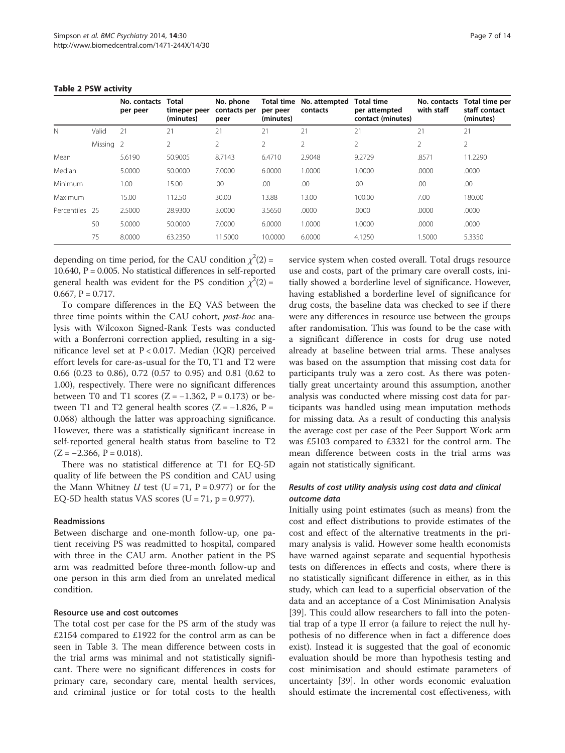**Table 2 PSW activity**

| | | No. contacts per peer | Total timeper peer (minutes) | No. phone contacts per peer | Total time per peer (minutes) | No. attempted contacts | Total time per attempted contact (minutes) | No. contacts with staff | Total time per staff contact (minutes) |
|---|---|---|---|---|---|---|---|---|---|
| N | Valid | 21 | 21 | 21 | 21 | 21 | 21 | 21 | 21 |
| | Missing | 2 | 2 | 2 | 2 | 2 | 2 | 2 | 2 |
| Mean | | 5.6190 | 50.9005 | 8.7143 | 6.4710 | 2.9048 | 9.2729 | .8571 | 11.2290 |
| Median | | 5.0000 | 50.0000 | 7.0000 | 6.0000 | 1.0000 | 1.0000 | .0000 | .0000 |
| Minimum | | 1.00 | 15.00 | .00 | .00 | .00 | .00 | .00 | .00 |
| Maximum | | 15.00 | 112.50 | 30.00 | 13.88 | 13.00 | 100.00 | 7.00 | 180.00 |
| Percentiles | 25 | 2.5000 | 28.9300 | 3.0000 | 3.5650 | .0000 | .0000 | .0000 | .0000 |
| | 50 | 5.0000 | 50.0000 | 7.0000 | 6.0000 | 1.0000 | 1.0000 | .0000 | .0000 |
| | 75 | 8.0000 | 63.2350 | 11.5000 | 10.0000 | 6.0000 | 4.1250 | 1.5000 | 5.3350 |

depending on time period, for the CAU condition $\chi^2(2) = 10.640$, $P = 0.005$. No statistical differences in self-reported general health was evident for the PS condition $\chi^2(2) = 0.667$, $P = 0.717$.

To compare differences in the EQ VAS between the three time points within the CAU cohort, *post-hoc* analysis with Wilcoxon Signed-Rank Tests was conducted with a Bonferroni correction applied, resulting in a significance level set at $P < 0.017$. Median (IQR) perceived effort levels for care-as-usual for the T0, T1 and T2 were 0.66 (0.23 to 0.86), 0.72 (0.57 to 0.95) and 0.81 (0.62 to 1.00), respectively. There were no significant differences between T0 and T1 scores ($Z = -1.362$, $P = 0.173$) or between T1 and T2 general health scores ($Z = -1.826$, $P = 0.068$) although the latter was approaching significance. However, there was a statistically significant increase in self-reported general health status from baseline to T2 ($Z = -2.366$, $P = 0.018$).

There was no statistical difference at T1 for EQ-5D quality of life between the PS condition and CAU using the Mann Whitney $U$ test ($U = 71$, $P = 0.977$) or for the EQ-5D health status VAS scores ($U = 71$, $p = 0.977$).

### Readmissions

Between discharge and one-month follow-up, one patient receiving PS was readmitted to hospital, compared with three in the CAU arm. Another patient in the PS arm was readmitted before three-month follow-up and one person in this arm died from an unrelated medical condition.

### Resource use and cost outcomes

The total cost per case for the PS arm of the study was £2154 compared to £1922 for the control arm as can be seen in Table 3. The mean difference between costs in the trial arms was minimal and not statistically significant. There were no significant differences in costs for primary care, secondary care, mental health services, and criminal justice or for total costs to the health service system when costed overall. Total drugs resource use and costs, part of the primary care overall costs, initially showed a borderline level of significance. However, having established a borderline leveI of significance for drug costs, the baseline data was checked to see if there were any differences in resource use between the groups after randomisation. This was found to be the case with a significant difference in costs for drug use noted already at baseline between trial arms. These analyses was based on the assumption that missing cost data for participants truly was a zero cost. As there was potentially great uncertainty around this assumption, another analysis was conducted where missing cost data for participants was handled using mean imputation methods for missing data. As a result of conducting this analysis the average cost per case of the Peer Support Work arm was £5103 compared to £3321 for the control arm. The mean difference between costs in the trial arms was again not statistically significant.

#### *Results of cost utility analysis using cost data and clinical outcome data*

Initially using point estimates (such as means) from the cost and effect distributions to provide estimates of the cost and effect of the alternative treatments in the primary analysis is valid. However some health economists have warned against separate and sequential hypothesis tests on differences in effects and costs, where there is no statistically significant difference in either, as in this study, which can lead to a superficial observation of the data and an acceptance of a Cost Minimisation Analysis [39]. This could allow researchers to fall into the potential trap of a type II error (a failure to reject the null hypothesis of no difference when in fact a difference does exist). Instead it is suggested that the goal of economic evaluation should be more than hypothesis testing and cost minimisation and should estimate parameters of uncertainty [39]. In other words economic evaluation should estimate the incremental cost effectiveness, with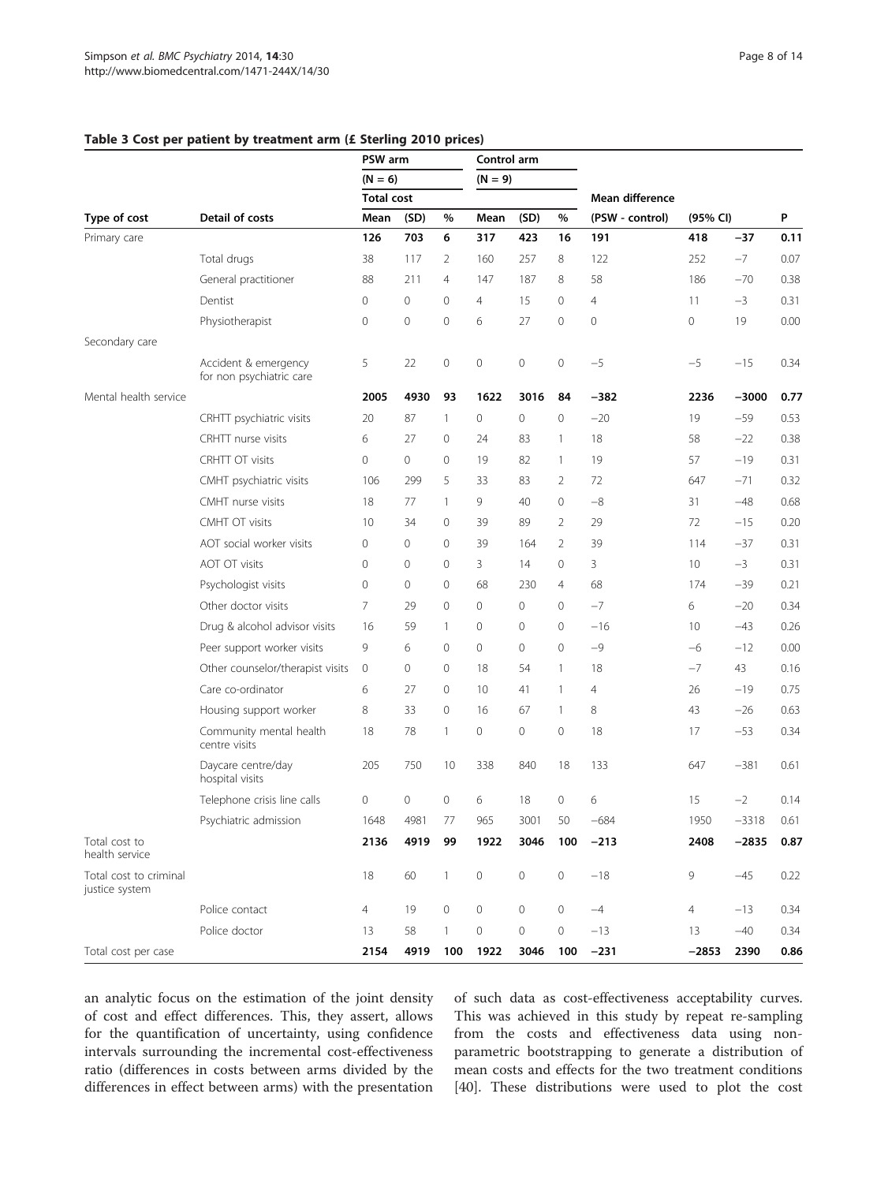**Table 3 Cost per patient by treatment arm (£ Sterling 2010 prices)**

| Type of cost | Detail of costs | PSW arm (N = 6) Total cost Mean | (SD) | % | Control arm (N = 9) Mean | (SD) | % | Mean difference (PSW - control) | (95% CI) | | P |
|---|---|---|---|---|---|---|---|---|---|---|---|
| **Primary care** | | **126** | **703** | **6** | **317** | **423** | **16** | **191** | **418** | **−37** | **0.11** |
| | Total drugs | 38 | 117 | 2 | 160 | 257 | 8 | 122 | 252 | −7 | 0.07 |
| | General practitioner | 88 | 211 | 4 | 147 | 187 | 8 | 58 | 186 | −70 | 0.38 |
| | Dentist | 0 | 0 | 0 | 4 | 15 | 0 | 4 | 11 | −3 | 0.31 |
| | Physiotherapist | 0 | 0 | 0 | 6 | 27 | 0 | 0 | 0 | 19 | 0.00 |
| Secondary care | | | | | | | | | | | |
| | Accident & emergency for non psychiatric care | 5 | 22 | 0 | 0 | 0 | 0 | −5 | −5 | −15 | 0.34 |
| **Mental health service** | | **2005** | **4930** | **93** | **1622** | **3016** | **84** | **−382** | **2236** | **−3000** | **0.77** |
| | CRHTT psychiatric visits | 20 | 87 | 1 | 0 | 0 | 0 | −20 | 19 | −59 | 0.53 |
| | CRHTT nurse visits | 6 | 27 | 0 | 24 | 83 | 1 | 18 | 58 | −22 | 0.38 |
| | CRHTT OT visits | 0 | 0 | 0 | 19 | 82 | 1 | 19 | 57 | −19 | 0.31 |
| | CMHT psychiatric visits | 106 | 299 | 5 | 33 | 83 | 2 | 72 | 647 | −71 | 0.32 |
| | CMHT nurse visits | 18 | 77 | 1 | 9 | 40 | 0 | −8 | 31 | −48 | 0.68 |
| | CMHT OT visits | 10 | 34 | 0 | 39 | 89 | 2 | 29 | 72 | −15 | 0.20 |
| | AOT social worker visits | 0 | 0 | 0 | 39 | 164 | 2 | 39 | 114 | −37 | 0.31 |
| | AOT OT visits | 0 | 0 | 0 | 3 | 14 | 0 | 3 | 10 | −3 | 0.31 |
| | Psychologist visits | 0 | 0 | 0 | 68 | 230 | 4 | 68 | 174 | −39 | 0.21 |
| | Other doctor visits | 7 | 29 | 0 | 0 | 0 | 0 | −7 | 6 | −20 | 0.34 |
| | Drug & alcohol advisor visits | 16 | 59 | 1 | 0 | 0 | 0 | −16 | 10 | −43 | 0.26 |
| | Peer support worker visits | 9 | 6 | 0 | 0 | 0 | 0 | −9 | −6 | −12 | 0.00 |
| | Other counselor/therapist visits | 0 | 0 | 0 | 18 | 54 | 1 | 18 | −7 | 43 | 0.16 |
| | Care co-ordinator | 6 | 27 | 0 | 10 | 41 | 1 | 4 | 26 | −19 | 0.75 |
| | Housing support worker | 8 | 33 | 0 | 16 | 67 | 1 | 8 | 43 | −26 | 0.63 |
| | Community mental health centre visits | 18 | 78 | 1 | 0 | 0 | 0 | 18 | 17 | −53 | 0.34 |
| | Daycare centre/day hospital visits | 205 | 750 | 10 | 338 | 840 | 18 | 133 | 647 | −381 | 0.61 |
| | Telephone crisis line calls | 0 | 0 | 0 | 6 | 18 | 0 | 6 | 15 | −2 | 0.14 |
| | Psychiatric admission | 1648 | 4981 | 77 | 965 | 3001 | 50 | −684 | 1950 | −3318 | 0.61 |
| **Total cost to health service** | | **2136** | **4919** | **99** | **1922** | **3046** | **100** | **−213** | **2408** | **−2835** | **0.87** |
| Total cost to criminal justice system | | 18 | 60 | 1 | 0 | 0 | 0 | −18 | 9 | −45 | 0.22 |
| | Police contact | 4 | 19 | 0 | 0 | 0 | 0 | −4 | 4 | −13 | 0.34 |
| | Police doctor | 13 | 58 | 1 | 0 | 0 | 0 | −13 | 13 | −40 | 0.34 |
| Total cost per case | | **2154** | **4919** | **100** | **1922** | **3046** | **100** | **−231** | **−2853** | **2390** | **0.86** |

an analytic focus on the estimation of the joint density of cost and effect differences. This, they assert, allows for the quantification of uncertainty, using confidence intervals surrounding the incremental cost-effectiveness ratio (differences in costs between arms divided by the differences in effect between arms) with the presentation of such data as cost-effectiveness acceptability curves. This was achieved in this study by repeat re-sampling from the costs and effectiveness data using non-parametric bootstrapping to generate a distribution of mean costs and effects for the two treatment conditions [40]. These distributions were used to plot the cost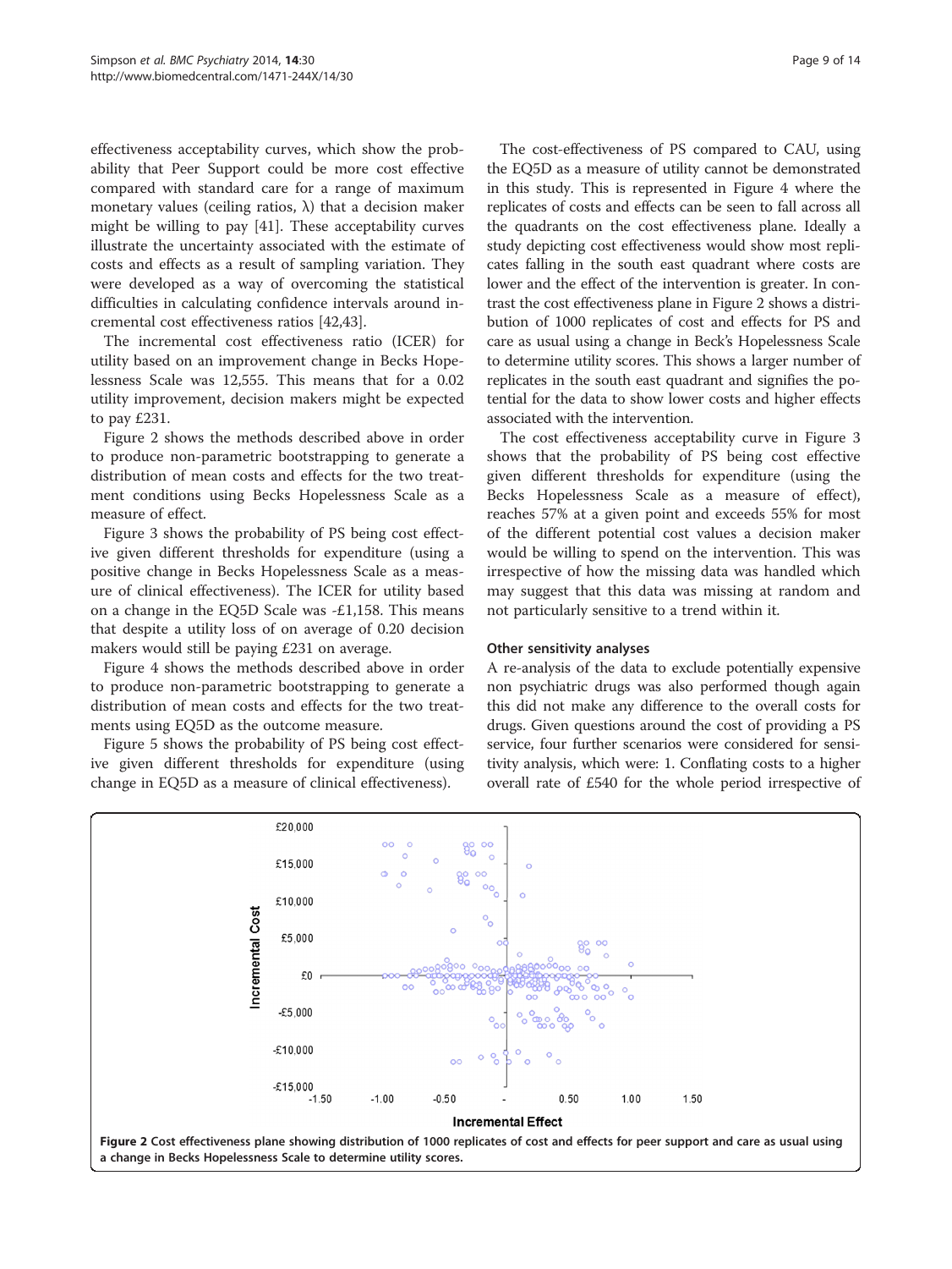effectiveness acceptability curves, which show the probability that Peer Support could be more cost effective compared with standard care for a range of maximum monetary values (ceiling ratios, λ) that a decision maker might be willing to pay [41]. These acceptability curves illustrate the uncertainty associated with the estimate of costs and effects as a result of sampling variation. They were developed as a way of overcoming the statistical difficulties in calculating confidence intervals around incremental cost effectiveness ratios [42,43].

The incremental cost effectiveness ratio (ICER) for utility based on an improvement change in Becks Hopelessness Scale was 12,555. This means that for a 0.02 utility improvement, decision makers might be expected to pay £231.

Figure 2 shows the methods described above in order to produce non-parametric bootstrapping to generate a distribution of mean costs and effects for the two treatment conditions using Becks Hopelessness Scale as a measure of effect.

Figure 3 shows the probability of PS being cost effective given different thresholds for expenditure (using a positive change in Becks Hopelessness Scale as a measure of clinical effectiveness). The ICER for utility based on a change in the EQ5D Scale was -£1,158. This means that despite a utility loss of on average of 0.20 decision makers would still be paying £231 on average.

Figure 4 shows the methods described above in order to produce non-parametric bootstrapping to generate a distribution of mean costs and effects for the two treatments using EQ5D as the outcome measure.

Figure 5 shows the probability of PS being cost effective given different thresholds for expenditure (using change in EQ5D as a measure of clinical effectiveness).

The cost-effectiveness of PS compared to CAU, using the EQ5D as a measure of utility cannot be demonstrated in this study. This is represented in Figure 4 where the replicates of costs and effects can be seen to fall across all the quadrants on the cost effectiveness plane. Ideally a study depicting cost effectiveness would show most replicates falling in the south east quadrant where costs are lower and the effect of the intervention is greater. In contrast the cost effectiveness plane in Figure 2 shows a distribution of 1000 replicates of cost and effects for PS and care as usual using a change in Beck's Hopelessness Scale to determine utility scores. This shows a larger number of replicates in the south east quadrant and signifies the potential for the data to show lower costs and higher effects associated with the intervention.

The cost effectiveness acceptability curve in Figure 3 shows that the probability of PS being cost effective given different thresholds for expenditure (using the Becks Hopelessness Scale as a measure of effect), reaches 57% at a given point and exceeds 55% for most of the different potential cost values a decision maker would be willing to spend on the intervention. This was irrespective of how the missing data was handled which may suggest that this data was missing at random and not particularly sensitive to a trend within it.

### Other sensitivity analyses

A re-analysis of the data to exclude potentially expensive non psychiatric drugs was also performed though again this did not make any difference to the overall costs for drugs. Given questions around the cost of providing a PS service, four further scenarios were considered for sensitivity analysis, which were: 1. Conflating costs to a higher overall rate of £540 for the whole period irrespective of

**Figure 2** Cost effectiveness plane showing distribution of 1000 replicates of cost and effects for peer support and care as usual using a change in Becks Hopelessness Scale to determine utility scores.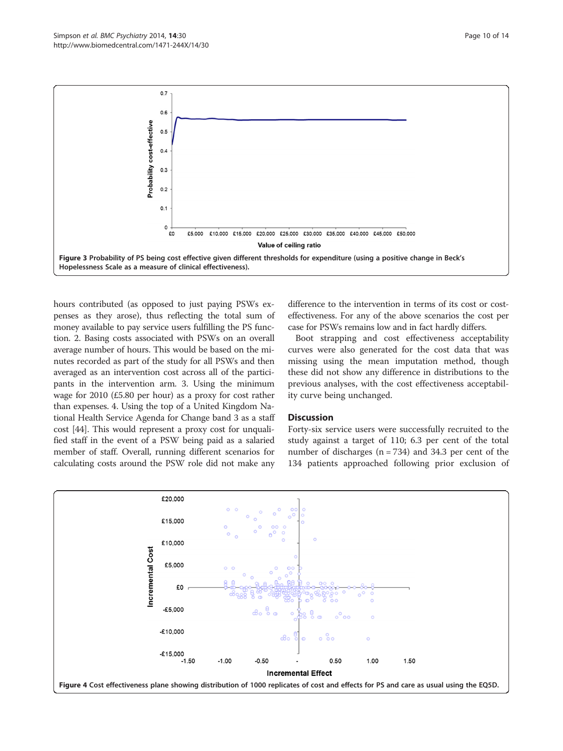Figure 3 Probability of PS being cost effective given different thresholds for expenditure (using a positive change in Beck's Hopelessness Scale as a measure of clinical effectiveness).

hours contributed (as opposed to just paying PSWs expenses as they arose), thus reflecting the total sum of money available to pay service users fulfilling the PS function. 2. Basing costs associated with PSWs on an overall average number of hours. This would be based on the minutes recorded as part of the study for all PSWs and then averaged as an intervention cost across all of the participants in the intervention arm. 3. Using the minimum wage for 2010 (£5.80 per hour) as a proxy for cost rather than expenses. 4. Using the top of a United Kingdom National Health Service Agenda for Change band 3 as a staff cost [44]. This would represent a proxy cost for unqualified staff in the event of a PSW being paid as a salaried member of staff. Overall, running different scenarios for calculating costs around the PSW role did not make any difference to the intervention in terms of its cost or cost-effectiveness. For any of the above scenarios the cost per case for PSWs remains low and in fact hardly differs.

Boot strapping and cost effectiveness acceptability curves were also generated for the cost data that was missing using the mean imputation method, though these did not show any difference in distributions to the previous analyses, with the cost effectiveness acceptability curve being unchanged.

## Discussion

Forty-six service users were successfully recruited to the study against a target of 110; 6.3 per cent of the total number of discharges (n = 734) and 34.3 per cent of the 134 patients approached following prior exclusion of

Figure 4 Cost effectiveness plane showing distribution of 1000 replicates of cost and effects for PS and care as usual using the EQ5D.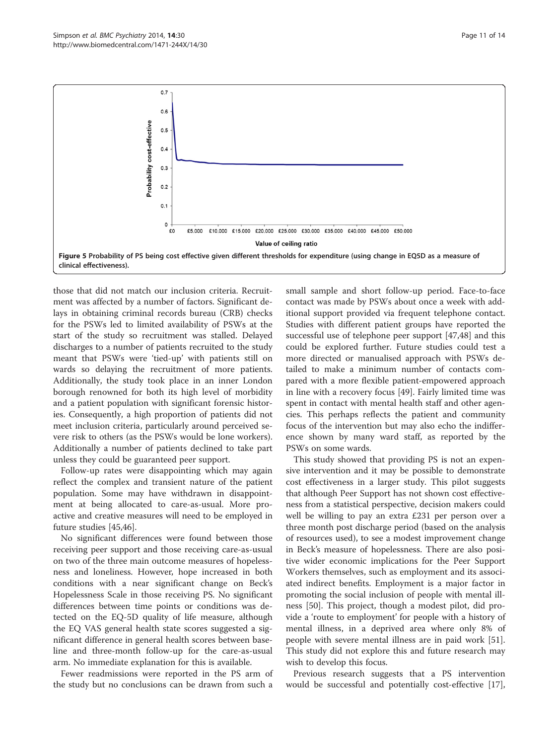Figure 5 Probability of PS being cost effective given different thresholds for expenditure (using change in EQ5D as a measure of clinical effectiveness).

those that did not match our inclusion criteria. Recruitment was affected by a number of factors. Significant delays in obtaining criminal records bureau (CRB) checks for the PSWs led to limited availability of PSWs at the start of the study so recruitment was stalled. Delayed discharges to a number of patients recruited to the study meant that PSWs were 'tied-up' with patients still on wards so delaying the recruitment of more patients. Additionally, the study took place in an inner London borough renowned for both its high level of morbidity and a patient population with significant forensic histories. Consequently, a high proportion of patients did not meet inclusion criteria, particularly around perceived severe risk to others (as the PSWs would be lone workers). Additionally a number of patients declined to take part unless they could be guaranteed peer support.

Follow-up rates were disappointing which may again reflect the complex and transient nature of the patient population. Some may have withdrawn in disappointment at being allocated to care-as-usual. More proactive and creative measures will need to be employed in future studies [45,46].

No significant differences were found between those receiving peer support and those receiving care-as-usual on two of the three main outcome measures of hopelessness and loneliness. However, hope increased in both conditions with a near significant change on Beck's Hopelessness Scale in those receiving PS. No significant differences between time points or conditions was detected on the EQ-5D quality of life measure, although the EQ VAS general health state scores suggested a significant difference in general health scores between baseline and three-month follow-up for the care-as-usual arm. No immediate explanation for this is available.

Fewer readmissions were reported in the PS arm of the study but no conclusions can be drawn from such a small sample and short follow-up period. Face-to-face contact was made by PSWs about once a week with additional support provided via frequent telephone contact. Studies with different patient groups have reported the successful use of telephone peer support [47,48] and this could be explored further. Future studies could test a more directed or manualised approach with PSWs detailed to make a minimum number of contacts compared with a more flexible patient-empowered approach in line with a recovery focus [49]. Fairly limited time was spent in contact with mental health staff and other agencies. This perhaps reflects the patient and community focus of the intervention but may also echo the indifference shown by many ward staff, as reported by the PSWs on some wards.

This study showed that providing PS is not an expensive intervention and it may be possible to demonstrate cost effectiveness in a larger study. This pilot suggests that although Peer Support has not shown cost effectiveness from a statistical perspective, decision makers could well be willing to pay an extra £231 per person over a three month post discharge period (based on the analysis of resources used), to see a modest improvement change in Beck's measure of hopelessness. There are also positive wider economic implications for the Peer Support Workers themselves, such as employment and its associated indirect benefits. Employment is a major factor in promoting the social inclusion of people with mental illness [50]. This project, though a modest pilot, did provide a 'route to employment' for people with a history of mental illness, in a deprived area where only 8% of people with severe mental illness are in paid work [51]. This study did not explore this and future research may wish to develop this focus.

Previous research suggests that a PS intervention would be successful and potentially cost-effective [17],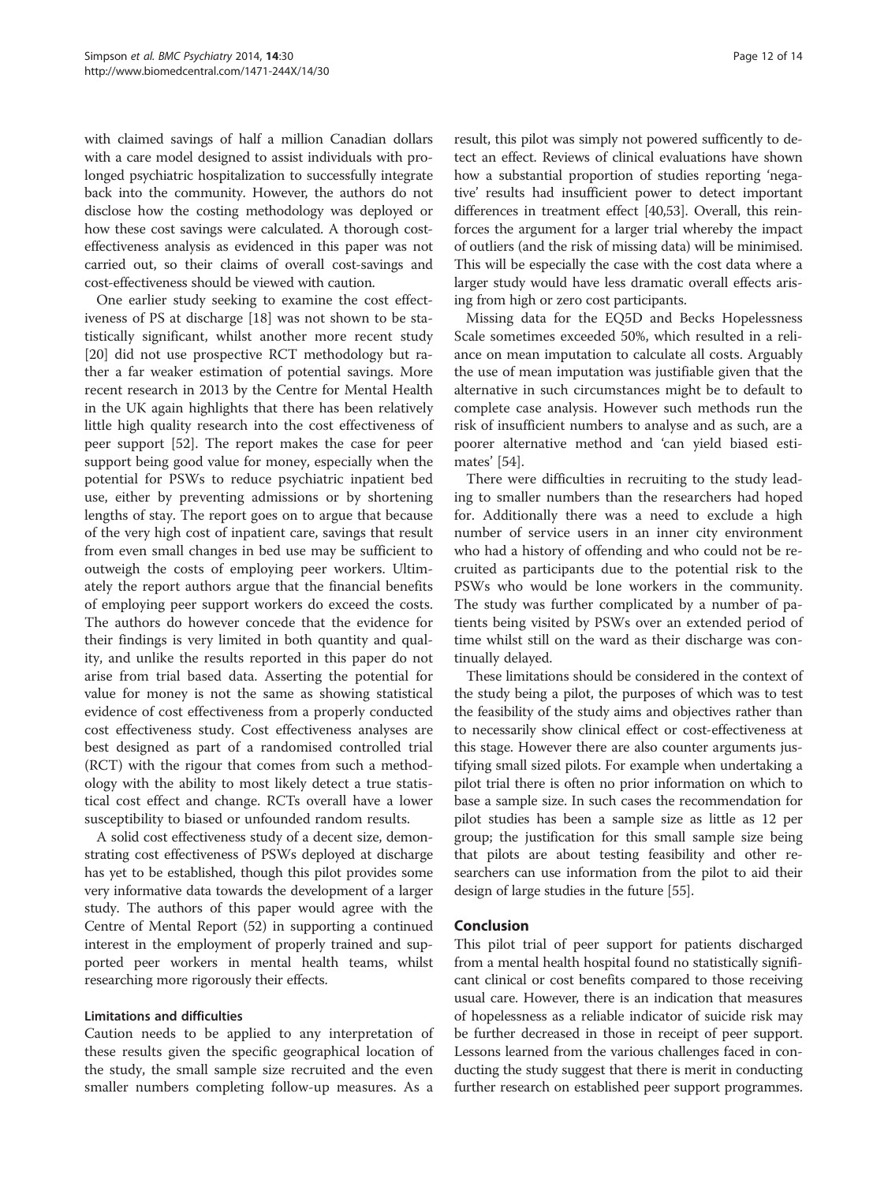with claimed savings of half a million Canadian dollars with a care model designed to assist individuals with prolonged psychiatric hospitalization to successfully integrate back into the community. However, the authors do not disclose how the costing methodology was deployed or how these cost savings were calculated. A thorough cost-effectiveness analysis as evidenced in this paper was not carried out, so their claims of overall cost-savings and cost-effectiveness should be viewed with caution.

One earlier study seeking to examine the cost effectiveness of PS at discharge [18] was not shown to be statistically significant, whilst another more recent study [20] did not use prospective RCT methodology but rather a far weaker estimation of potential savings. More recent research in 2013 by the Centre for Mental Health in the UK again highlights that there has been relatively little high quality research into the cost effectiveness of peer support [52]. The report makes the case for peer support being good value for money, especially when the potential for PSWs to reduce psychiatric inpatient bed use, either by preventing admissions or by shortening lengths of stay. The report goes on to argue that because of the very high cost of inpatient care, savings that result from even small changes in bed use may be sufficient to outweigh the costs of employing peer workers. Ultimately the report authors argue that the financial benefits of employing peer support workers do exceed the costs. The authors do however concede that the evidence for their findings is very limited in both quantity and quality, and unlike the results reported in this paper do not arise from trial based data. Asserting the potential for value for money is not the same as showing statistical evidence of cost effectiveness from a properly conducted cost effectiveness study. Cost effectiveness analyses are best designed as part of a randomised controlled trial (RCT) with the rigour that comes from such a methodology with the ability to most likely detect a true statistical cost effect and change. RCTs overall have a lower susceptibility to biased or unfounded random results.

A solid cost effectiveness study of a decent size, demonstrating cost effectiveness of PSWs deployed at discharge has yet to be established, though this pilot provides some very informative data towards the development of a larger study. The authors of this paper would agree with the Centre of Mental Report (52) in supporting a continued interest in the employment of properly trained and supported peer workers in mental health teams, whilst researching more rigorously their effects.

### Limitations and difficulties

Caution needs to be applied to any interpretation of these results given the specific geographical location of the study, the small sample size recruited and the even smaller numbers completing follow-up measures. As a result, this pilot was simply not powered sufficently to detect an effect. Reviews of clinical evaluations have shown how a substantial proportion of studies reporting 'negative' results had insufficient power to detect important differences in treatment effect [40,53]. Overall, this reinforces the argument for a larger trial whereby the impact of outliers (and the risk of missing data) will be minimised. This will be especially the case with the cost data where a larger study would have less dramatic overall effects arising from high or zero cost participants.

Missing data for the EQ5D and Becks Hopelessness Scale sometimes exceeded 50%, which resulted in a reliance on mean imputation to calculate all costs. Arguably the use of mean imputation was justifiable given that the alternative in such circumstances might be to default to complete case analysis. However such methods run the risk of insufficient numbers to analyse and as such, are a poorer alternative method and 'can yield biased estimates' [54].

There were difficulties in recruiting to the study leading to smaller numbers than the researchers had hoped for. Additionally there was a need to exclude a high number of service users in an inner city environment who had a history of offending and who could not be recruited as participants due to the potential risk to the PSWs who would be lone workers in the community. The study was further complicated by a number of patients being visited by PSWs over an extended period of time whilst still on the ward as their discharge was continually delayed.

These limitations should be considered in the context of the study being a pilot, the purposes of which was to test the feasibility of the study aims and objectives rather than to necessarily show clinical effect or cost-effectiveness at this stage. However there are also counter arguments justifying small sized pilots. For example when undertaking a pilot trial there is often no prior information on which to base a sample size. In such cases the recommendation for pilot studies has been a sample size as little as 12 per group; the justification for this small sample size being that pilots are about testing feasibility and other researchers can use information from the pilot to aid their design of large studies in the future [55].

## Conclusion

This pilot trial of peer support for patients discharged from a mental health hospital found no statistically significant clinical or cost benefits compared to those receiving usual care. However, there is an indication that measures of hopelessness as a reliable indicator of suicide risk may be further decreased in those in receipt of peer support. Lessons learned from the various challenges faced in conducting the study suggest that there is merit in conducting further research on established peer support programmes.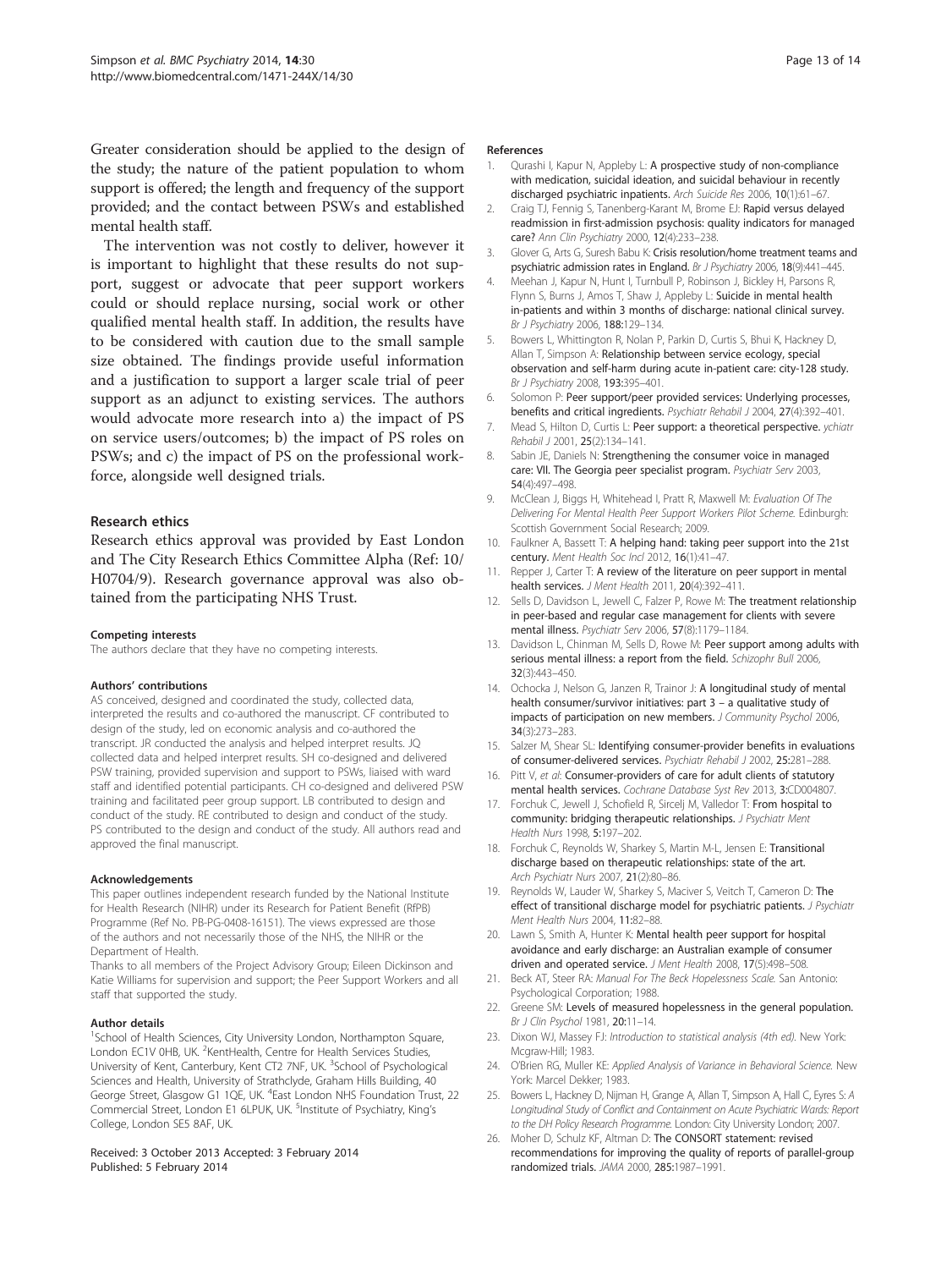Greater consideration should be applied to the design of the study; the nature of the patient population to whom support is offered; the length and frequency of the support provided; and the contact between PSWs and established mental health staff.

The intervention was not costly to deliver, however it is important to highlight that these results do not support, suggest or advocate that peer support workers could or should replace nursing, social work or other qualified mental health staff. In addition, the results have to be considered with caution due to the small sample size obtained. The findings provide useful information and a justification to support a larger scale trial of peer support as an adjunct to existing services. The authors would advocate more research into a) the impact of PS on service users/outcomes; b) the impact of PS roles on PSWs; and c) the impact of PS on the professional workforce, alongside well designed trials.

## Research ethics

Research ethics approval was provided by East London and The City Research Ethics Committee Alpha (Ref: 10/H0704/9). Research governance approval was also obtained from the participating NHS Trust.

#### Competing interests

The authors declare that they have no competing interests.

#### Authors' contributions

AS conceived, designed and coordinated the study, collected data, interpreted the results and co-authored the manuscript. CF contributed to design of the study, led on economic analysis and co-authored the transcript. JR conducted the analysis and helped interpret results. JQ collected data and helped interpret results. SH co-designed and delivered PSW training, provided supervision and support to PSWs, liaised with ward staff and identified potential participants. CH co-designed and delivered PSW training and facilitated peer group support. LB contributed to design and conduct of the study. RE contributed to design and conduct of the study. PS contributed to the design and conduct of the study. All authors read and approved the final manuscript.

#### Acknowledgements

This paper outlines independent research funded by the National Institute for Health Research (NIHR) under its Research for Patient Benefit (RfPB) Programme (Ref No. PB-PG-0408-16151). The views expressed are those of the authors and not necessarily those of the NHS, the NIHR or the Department of Health.

Thanks to all members of the Project Advisory Group; Eileen Dickinson and Katie Williams for supervision and support; the Peer Support Workers and all staff that supported the study.

#### Author details

[1]School of Health Sciences, City University London, Northampton Square, London EC1V 0HB, UK. [2]KentHealth, Centre for Health Services Studies, University of Kent, Canterbury, Kent CT2 7NF, UK. [3]School of Psychological Sciences and Health, University of Strathclyde, Graham Hills Building, 40 George Street, Glasgow G1 1QE, UK. [4]East London NHS Foundation Trust, 22 Commercial Street, London E1 6LPUK, UK. [5]Institute of Psychiatry, King's College, London SE5 8AF, UK.

Received: 3 October 2013 Accepted: 3 February 2014
Published: 5 February 2014

#### References

1. Qurashi I, Kapur N, Appleby L: **A prospective study of non-compliance with medication, suicidal ideation, and suicidal behaviour in recently discharged psychiatric inpatients.** *Arch Suicide Res* 2006, **10**(1):61–67.
2. Craig TJ, Fennig S, Tanenberg-Karant M, Brome EJ: **Rapid versus delayed readmission in first-admission psychosis: quality indicators for managed care?** *Ann Clin Psychiatry* 2000, **12**(4):233–238.
3. Glover G, Arts G, Suresh Babu K: **Crisis resolution/home treatment teams and psychiatric admission rates in England.** *Br J Psychiatry* 2006, **18**(9):441–445.
4. Meehan J, Kapur N, Hunt I, Turnbull P, Robinson J, Bickley H, Parsons R, Flynn S, Burns J, Amos T, Shaw J, Appleby L: **Suicide in mental health in-patients and within 3 months of discharge: national clinical survey.** *Br J Psychiatry* 2006, **188**:129–134.
5. Bowers L, Whittington R, Nolan P, Parkin D, Curtis S, Bhui K, Hackney D, Allan T, Simpson A: **Relationship between service ecology, special observation and self-harm during acute in-patient care: city-128 study.** *Br J Psychiatry* 2008, **193**:395–401.
6. Solomon P: **Peer support/peer provided services: Underlying processes, benefits and critical ingredients.** *Psychiatr Rehabil J* 2004, **27**(4):392–401.
7. Mead S, Hilton D, Curtis L: **Peer support: a theoretical perspective.** *ychiatr Rehabil J* 2001, **25**(2):134–141.
8. Sabin JE, Daniels N: **Strengthening the consumer voice in managed care: VII. The Georgia peer specialist program.** *Psychiatr Serv* 2003, **54**(4):497–498.
9. McClean J, Biggs H, Whitehead I, Pratt R, Maxwell M: *Evaluation Of The Delivering For Mental Health Peer Support Workers Pilot Scheme.* Edinburgh: Scottish Government Social Research; 2009.
10. Faulkner A, Bassett T: **A helping hand: taking peer support into the 21st century.** *Ment Health Soc Incl* 2012, **16**(1):41–47.
11. Repper J, Carter T: **A review of the literature on peer support in mental health services.** *J Ment Health* 2011, **20**(4):392–411.
12. Sells D, Davidson L, Jewell C, Falzer P, Rowe M: **The treatment relationship in peer-based and regular case management for clients with severe mental illness.** *Psychiatr Serv* 2006, **57**(8):1179–1184.
13. Davidson L, Chinman M, Sells D, Rowe M: **Peer support among adults with serious mental illness: a report from the field.** *Schizophr Bull* 2006, **32**(3):443–450.
14. Ochocka J, Nelson G, Janzen R, Trainor J: **A longitudinal study of mental health consumer/survivor initiatives: part 3 – a qualitative study of impacts of participation on new members.** *J Community Psychol* 2006, **34**(3):273–283.
15. Salzer M, Shear SL: **Identifying consumer-provider benefits in evaluations of consumer-delivered services.** *Psychiatr Rehabil J* 2002, **25**:281–288.
16. Pitt V, *et al*: **Consumer-providers of care for adult clients of statutory mental health services.** *Cochrane Database Syst Rev* 2013, **3**:CD004807.
17. Forchuk C, Jewell J, Schofield R, Sircelj M, Valledor T: **From hospital to community: bridging therapeutic relationships.** *J Psychiatr Ment Health Nurs* 1998, **5**:197–202.
18. Forchuk C, Reynolds W, Sharkey S, Martin M-L, Jensen E: **Transitional discharge based on therapeutic relationships: state of the art.** *Arch Psychiatr Nurs* 2007, **21**(2):80–86.
19. Reynolds W, Lauder W, Sharkey S, Maciver S, Veitch T, Cameron D: **The effect of transitional discharge model for psychiatric patients.** *J Psychiatr Ment Health Nurs* 2004, **11**:82–88.
20. Lawn S, Smith A, Hunter K: **Mental health peer support for hospital avoidance and early discharge: an Australian example of consumer driven and operated service.** *J Ment Health* 2008, **17**(5):498–508.
21. Beck AT, Steer RA: *Manual For The Beck Hopelessness Scale.* San Antonio: Psychological Corporation; 1988.
22. Greene SM: **Levels of measured hopelessness in the general population.** *Br J Clin Psychol* 1981, **20**:11–14.
23. Dixon WJ, Massey FJ: *Introduction to statistical analysis (4th ed).* New York: Mcgraw-Hill; 1983.
24. O'Brien RG, Muller KE: *Applied Analysis of Variance in Behavioral Science.* New York: Marcel Dekker; 1983.
25. Bowers L, Hackney D, Nijman H, Grange A, Allan T, Simpson A, Hall C, Eyres S: *A Longitudinal Study of Conflict and Containment on Acute Psychiatric Wards: Report to the DH Policy Research Programme.* London: City University London; 2007.
26. Moher D, Schulz KF, Altman D: **The CONSORT statement: revised recommendations for improving the quality of reports of parallel-group randomized trials.** *JAMA* 2000, **285**:1987–1991.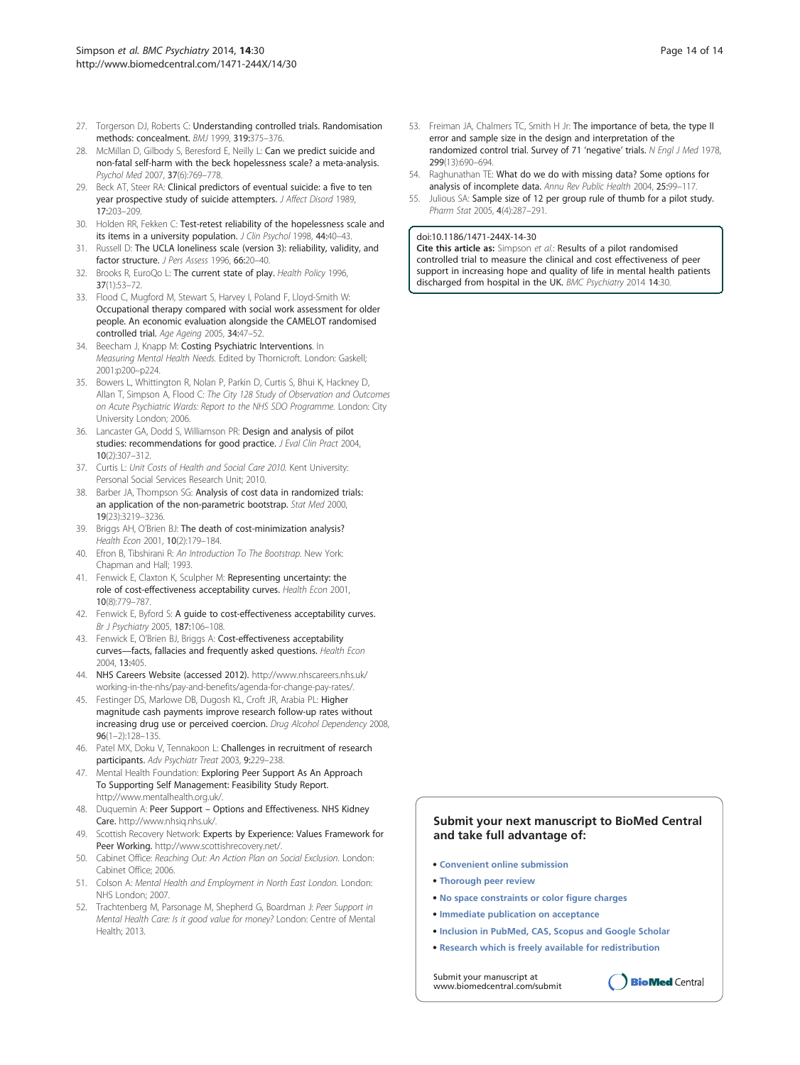27. Torgerson DJ, Roberts C: **Understanding controlled trials. Randomisation methods: concealment.** *BMJ* 1999, **319:**375–376.
28. McMillan D, Gilbody S, Beresford E, Neilly L: **Can we predict suicide and non-fatal self-harm with the beck hopelessness scale? a meta-analysis.** *Psychol Med* 2007, **37**(6):769–778.
29. Beck AT, Steer RA: **Clinical predictors of eventual suicide: a five to ten year prospective study of suicide attempters.** *J Affect Disord* 1989, **17:**203–209.
30. Holden RR, Fekken C: **Test-retest reliability of the hopelessness scale and its items in a university population.** *J Clin Psychol* 1998, **44:**40–43.
31. Russell D: **The UCLA loneliness scale (version 3): reliability, validity, and factor structure.** *J Pers Assess* 1996, **66:**20–40.
32. Brooks R, EuroQo L: **The current state of play.** *Health Policy* 1996, **37**(1):53–72.
33. Flood C, Mugford M, Stewart S, Harvey I, Poland F, Lloyd-Smith W: **Occupational therapy compared with social work assessment for older people. An economic evaluation alongside the CAMELOT randomised controlled trial.** *Age Ageing* 2005, **34:**47–52.
34. Beecham J, Knapp M: **Costing Psychiatric Interventions.** In *Measuring Mental Health Needs.* Edited by Thornicroft. London: Gaskell; 2001:p200–p224.
35. Bowers L, Whittington R, Nolan P, Parkin D, Curtis S, Bhui K, Hackney D, Allan T, Simpson A, Flood C: *The City 128 Study of Observation and Outcomes on Acute Psychiatric Wards: Report to the NHS SDO Programme.* London: City University London; 2006.
36. Lancaster GA, Dodd S, Williamson PR: **Design and analysis of pilot studies: recommendations for good practice.** *J Eval Clin Pract* 2004, **10**(2):307–312.
37. Curtis L: *Unit Costs of Health and Social Care 2010.* Kent University: Personal Social Services Research Unit; 2010.
38. Barber JA, Thompson SG: **Analysis of cost data in randomized trials: an application of the non-parametric bootstrap.** *Stat Med* 2000, **19**(23):3219–3236.
39. Briggs AH, O'Brien BJ: **The death of cost-minimization analysis?** *Health Econ* 2001, **10**(2):179–184.
40. Efron B, Tibshirani R: *An Introduction To The Bootstrap.* New York: Chapman and Hall; 1993.
41. Fenwick E, Claxton K, Sculpher M: **Representing uncertainty: the role of cost-effectiveness acceptability curves.** *Health Econ* 2001, **10**(8):779–787.
42. Fenwick E, Byford S: **A guide to cost-effectiveness acceptability curves.** *Br J Psychiatry* 2005, **187:**106–108.
43. Fenwick E, O'Brien BJ, Briggs A: **Cost-effectiveness acceptability curves—facts, fallacies and frequently asked questions.** *Health Econ* 2004, **13:**405.
44. **NHS Careers Website (accessed 2012).** http://www.nhscareers.nhs.uk/working-in-the-nhs/pay-and-benefits/agenda-for-change-pay-rates/.
45. Festinger DS, Marlowe DB, Dugosh KL, Croft JR, Arabia PL: **Higher magnitude cash payments improve research follow-up rates without increasing drug use or perceived coercion.** *Drug Alcohol Dependency* 2008, **96**(1–2):128–135.
46. Patel MX, Doku V, Tennakoon L: **Challenges in recruitment of research participants.** *Adv Psychiatr Treat* 2003, **9:**229–238.
47. Mental Health Foundation: **Exploring Peer Support As An Approach To Supporting Self Management: Feasibility Study Report.** http://www.mentalhealth.org.uk/.
48. Duquemin A: **Peer Support – Options and Effectiveness. NHS Kidney Care.** http://www.nhsiq.nhs.uk/.
49. Scottish Recovery Network: **Experts by Experience: Values Framework for Peer Working.** http://www.scottishrecovery.net/.
50. Cabinet Office: *Reaching Out: An Action Plan on Social Exclusion.* London: Cabinet Office; 2006.
51. Colson A: *Mental Health and Employment in North East London.* London: NHS London; 2007.
52. Trachtenberg M, Parsonage M, Shepherd G, Boardman J: *Peer Support in Mental Health Care: Is it good value for money?* London: Centre of Mental Health; 2013.
53. Freiman JA, Chalmers TC, Smith H Jr: **The importance of beta, the type II error and sample size in the design and interpretation of the randomized control trial. Survey of 71 'negative' trials.** *N Engl J Med* 1978, **299**(13):690–694.
54. Raghunathan TE: **What do we do with missing data? Some options for analysis of incomplete data.** *Annu Rev Public Health* 2004, **25:**99–117.
55. Julious SA: **Sample size of 12 per group rule of thumb for a pilot study.** *Pharm Stat* 2005, **4**(4):287–291.

doi:10.1186/1471-244X-14-30
**Cite this article as:** Simpson *et al.*: Results of a pilot randomised controlled trial to measure the clinical and cost effectiveness of peer support in increasing hope and quality of life in mental health patients discharged from hospital in the UK. *BMC Psychiatry* 2014 **14**:30.

**Submit your next manuscript to BioMed Central and take full advantage of:**

- Convenient online submission
- Thorough peer review
- No space constraints or color figure charges
- Immediate publication on acceptance
- Inclusion in PubMed, CAS, Scopus and Google Scholar
- Research which is freely available for redistribution

Submit your manuscript at www.biomedcentral.com/submit

BioMed Central